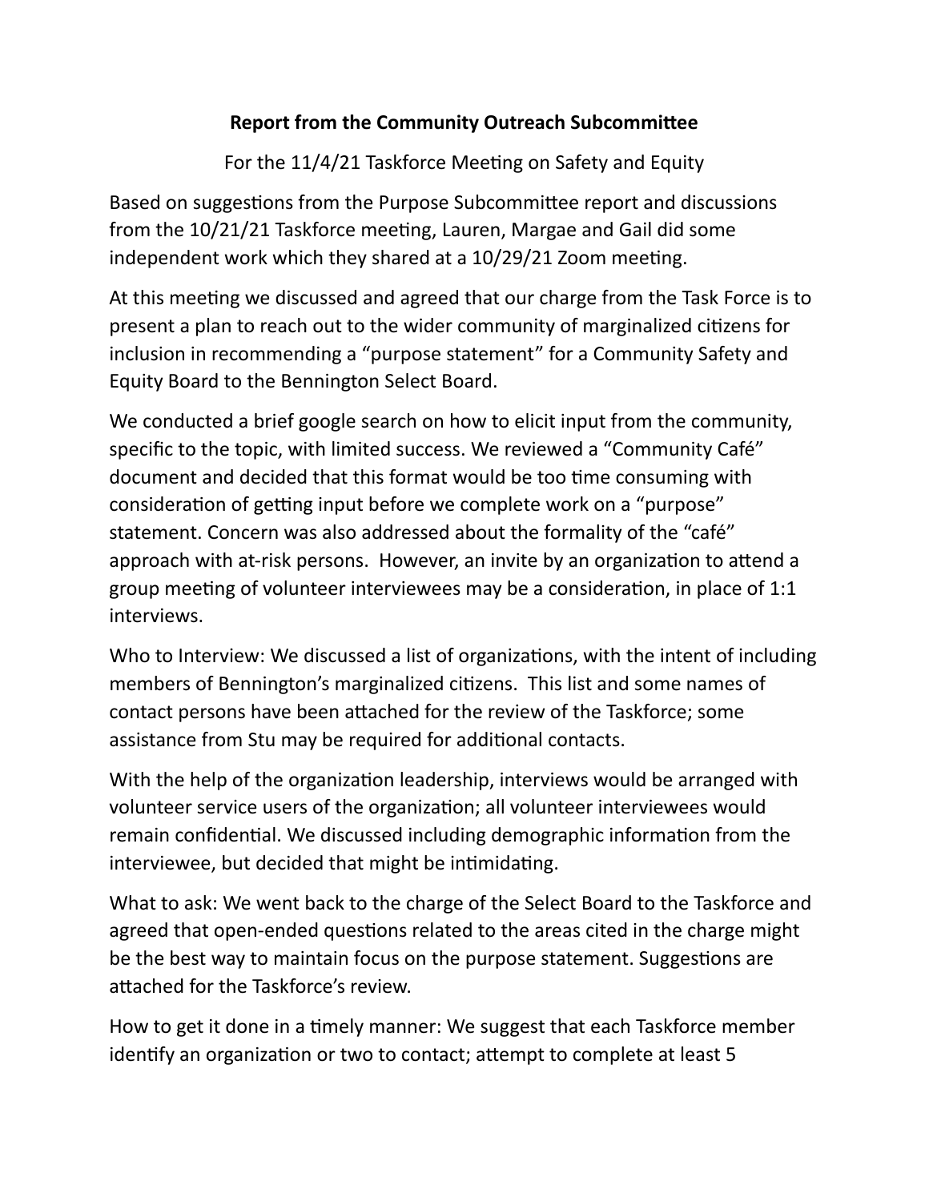**Report from the Community Outreach Subcommittee**

For the 11/4/21 Taskforce Meeting on Safety and Equity

Based on suggestions from the Purpose Subcommittee report and discussions from the 10/21/21 Taskforce meeting, Lauren, Margae and Gail did some independent work which they shared at a 10/29/21 Zoom meeting.

At this meeting we discussed and agreed that our charge from the Task Force is to present a plan to reach out to the wider community of marginalized citizens for inclusion in recommending a "purpose statement" for a Community Safety and Equity Board to the Bennington Select Board.

We conducted a brief google search on how to elicit input from the community, specific to the topic, with limited success. We reviewed a "Community Café" document and decided that this format would be too time consuming with consideration of getting input before we complete work on a "purpose" statement. Concern was also addressed about the formality of the "café" approach with at-risk persons. However, an invite by an organization to attend a group meeting of volunteer interviewees may be a consideration, in place of 1:1 interviews.

Who to Interview: We discussed a list of organizations, with the intent of including members of Bennington's marginalized citizens. This list and some names of contact persons have been attached for the review of the Taskforce; some assistance from Stu may be required for additional contacts.

With the help of the organization leadership, interviews would be arranged with volunteer service users of the organization; all volunteer interviewees would remain confidential. We discussed including demographic information from the interviewee, but decided that might be intimidating.

What to ask: We went back to the charge of the Select Board to the Taskforce and agreed that open-ended questions related to the areas cited in the charge might be the best way to maintain focus on the purpose statement. Suggestions are attached for the Taskforce's review.

How to get it done in a timely manner: We suggest that each Taskforce member identify an organization or two to contact; attempt to complete at least 5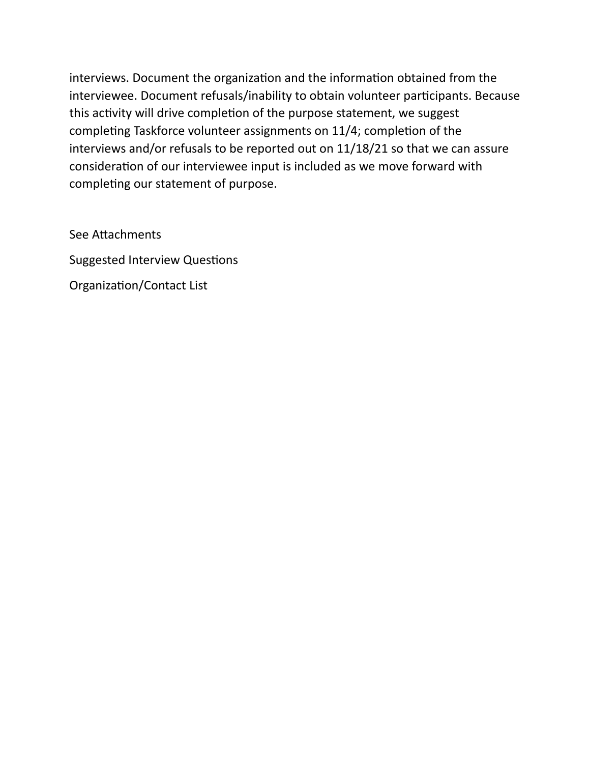interviews. Document the organization and the information obtained from the interviewee. Document refusals/inability to obtain volunteer participants. Because this activity will drive completion of the purpose statement, we suggest completing Taskforce volunteer assignments on 11/4; completion of the interviews and/or refusals to be reported out on 11/18/21 so that we can assure consideration of our interviewee input is included as we move forward with completing our statement of purpose.

See Attachments

Suggested Interview Questions

Organization/Contact List